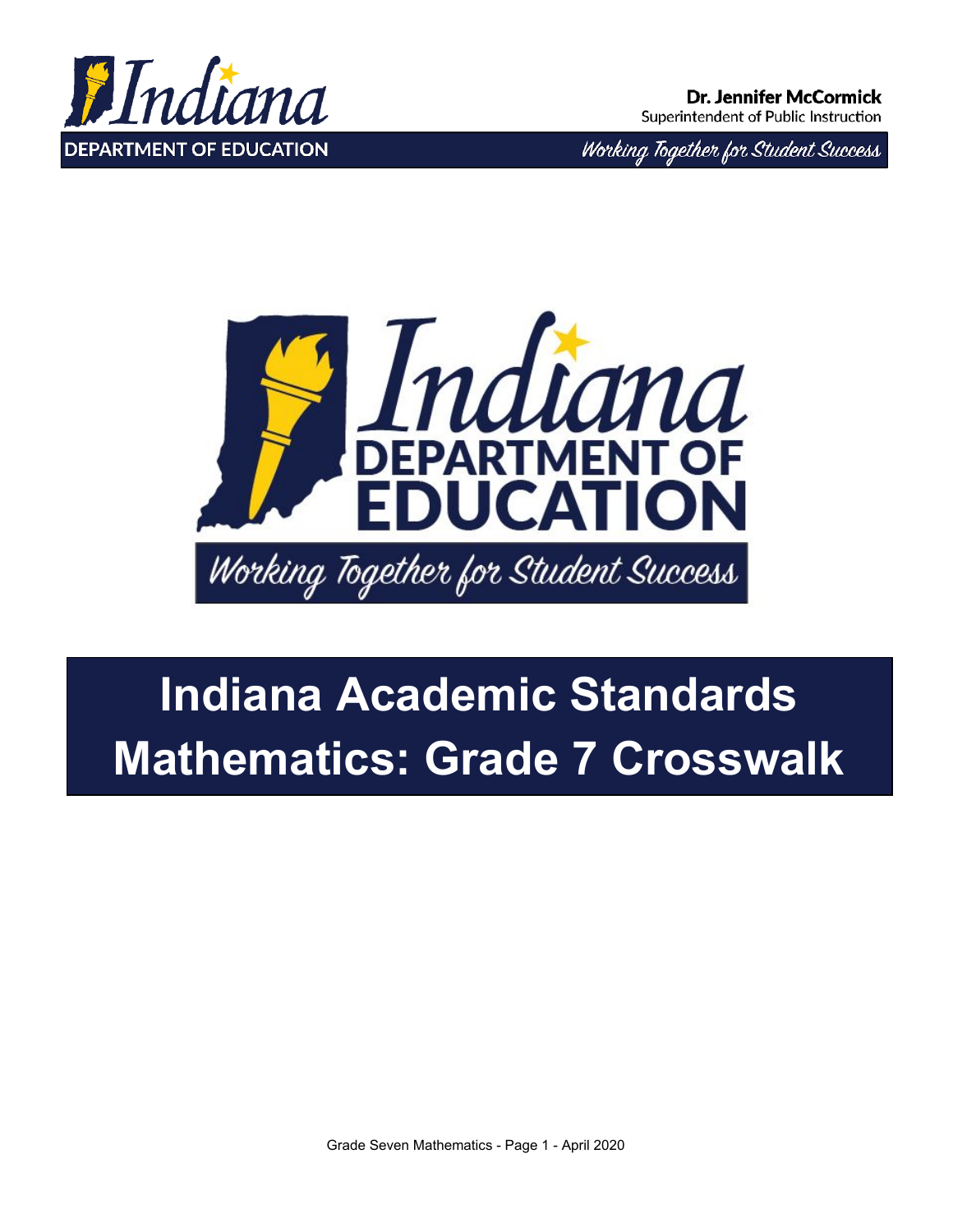Dr. Jennifer McCormick
Superintendent of Public Instruction

INDIANA DEPARTMENT OF EDUCATION

*Working Together for Student Success*

# Indiana Academic Standards Mathematics: Grade 7 Crosswalk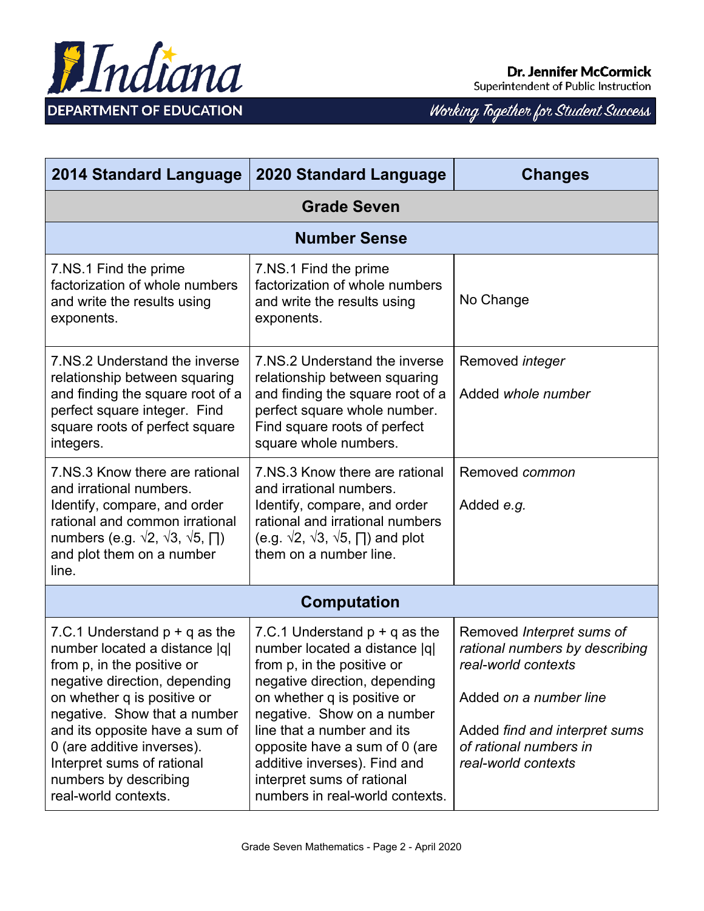| 2014 Standard Language | 2020 Standard Language | Changes |
|---|---|---|
| **Grade Seven** | | |
| **Number Sense** | | |
| 7.NS.1 Find the prime factorization of whole numbers and write the results using exponents. | 7.NS.1 Find the prime factorization of whole numbers and write the results using exponents. | No Change |
| 7.NS.2 Understand the inverse relationship between squaring and finding the square root of a perfect square integer. Find square roots of perfect square integers. | 7.NS.2 Understand the inverse relationship between squaring and finding the square root of a perfect square whole number. Find square roots of perfect square whole numbers. | Removed *integer*<br><br>Added *whole number* |
| 7.NS.3 Know there are rational and irrational numbers. Identify, compare, and order rational and common irrational numbers (e.g. $\sqrt{2}$, $\sqrt{3}$, $\sqrt{5}$, ∏) and plot them on a number line. | 7.NS.3 Know there are rational and irrational numbers. Identify, compare, and order rational and irrational numbers (e.g. $\sqrt{2}$, $\sqrt{3}$, $\sqrt{5}$, ∏) and plot them on a number line. | Removed *common*<br><br>Added *e.g.* |
| **Computation** | | |
| 7.C.1 Understand p + q as the number located a distance \|q\| from p, in the positive or negative direction, depending on whether q is positive or negative. Show that a number and its opposite have a sum of 0 (are additive inverses). Interpret sums of rational numbers by describing real-world contexts. | 7.C.1 Understand p + q as the number located a distance \|q\| from p, in the positive or negative direction, depending on whether q is positive or negative. Show on a number line that a number and its opposite have a sum of 0 (are additive inverses). Find and interpret sums of rational numbers in real-world contexts. | Removed *Interpret sums of rational numbers by describing real-world contexts*<br><br>Added *on a number line*<br><br>Added *find and interpret sums of rational numbers in real-world contexts* |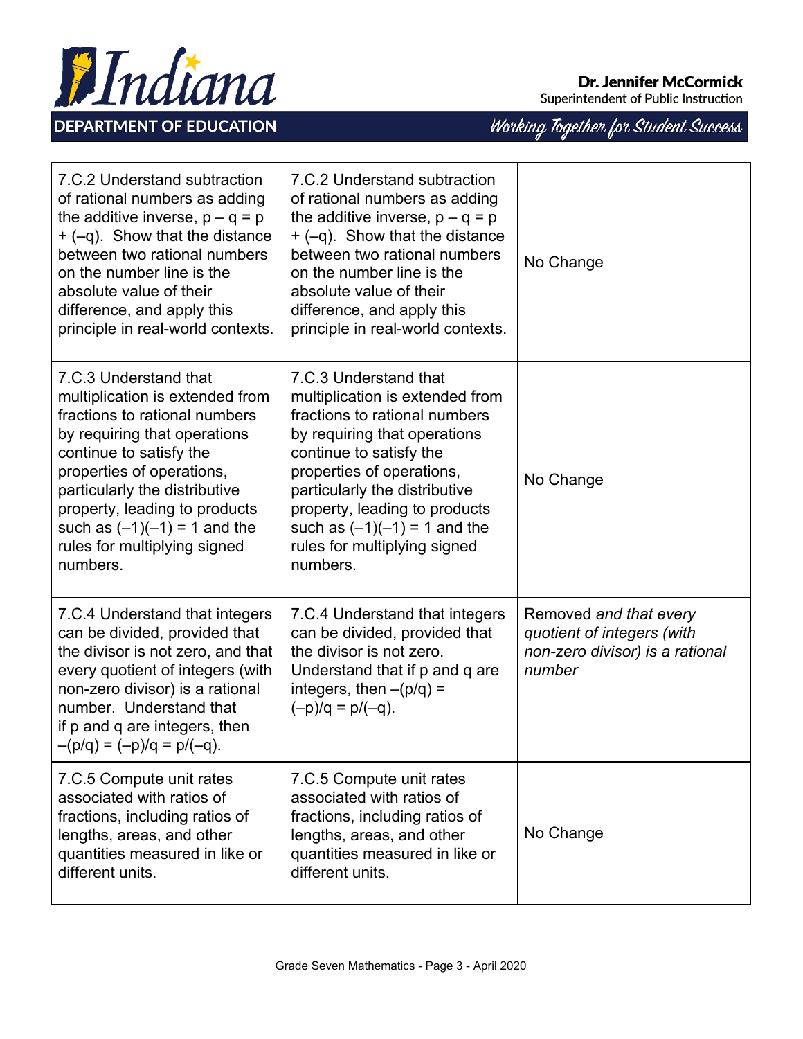| | | |
|---|---|---|
| 7.C.2 Understand subtraction of rational numbers as adding the additive inverse, $p – q = p + (–q)$. Show that the distance between two rational numbers on the number line is the absolute value of their difference, and apply this principle in real-world contexts. | 7.C.2 Understand subtraction of rational numbers as adding the additive inverse, $p – q = p + (–q)$. Show that the distance between two rational numbers on the number line is the absolute value of their difference, and apply this principle in real-world contexts. | No Change |
| 7.C.3 Understand that multiplication is extended from fractions to rational numbers by requiring that operations continue to satisfy the properties of operations, particularly the distributive property, leading to products such as $(–1)(–1) = 1$ and the rules for multiplying signed numbers. | 7.C.3 Understand that multiplication is extended from fractions to rational numbers by requiring that operations continue to satisfy the properties of operations, particularly the distributive property, leading to products such as $(–1)(–1) = 1$ and the rules for multiplying signed numbers. | No Change |
| 7.C.4 Understand that integers can be divided, provided that the divisor is not zero, and that every quotient of integers (with non-zero divisor) is a rational number. Understand that if p and q are integers, then $–(p/q) = (–p)/q = p/(–q)$. | 7.C.4 Understand that integers can be divided, provided that the divisor is not zero. Understand that if p and q are integers, then $–(p/q) = (–p)/q = p/(–q)$. | Removed *and that every quotient of integers (with non-zero divisor) is a rational number* |
| 7.C.5 Compute unit rates associated with ratios of fractions, including ratios of lengths, areas, and other quantities measured in like or different units. | 7.C.5 Compute unit rates associated with ratios of fractions, including ratios of lengths, areas, and other quantities measured in like or different units. | No Change |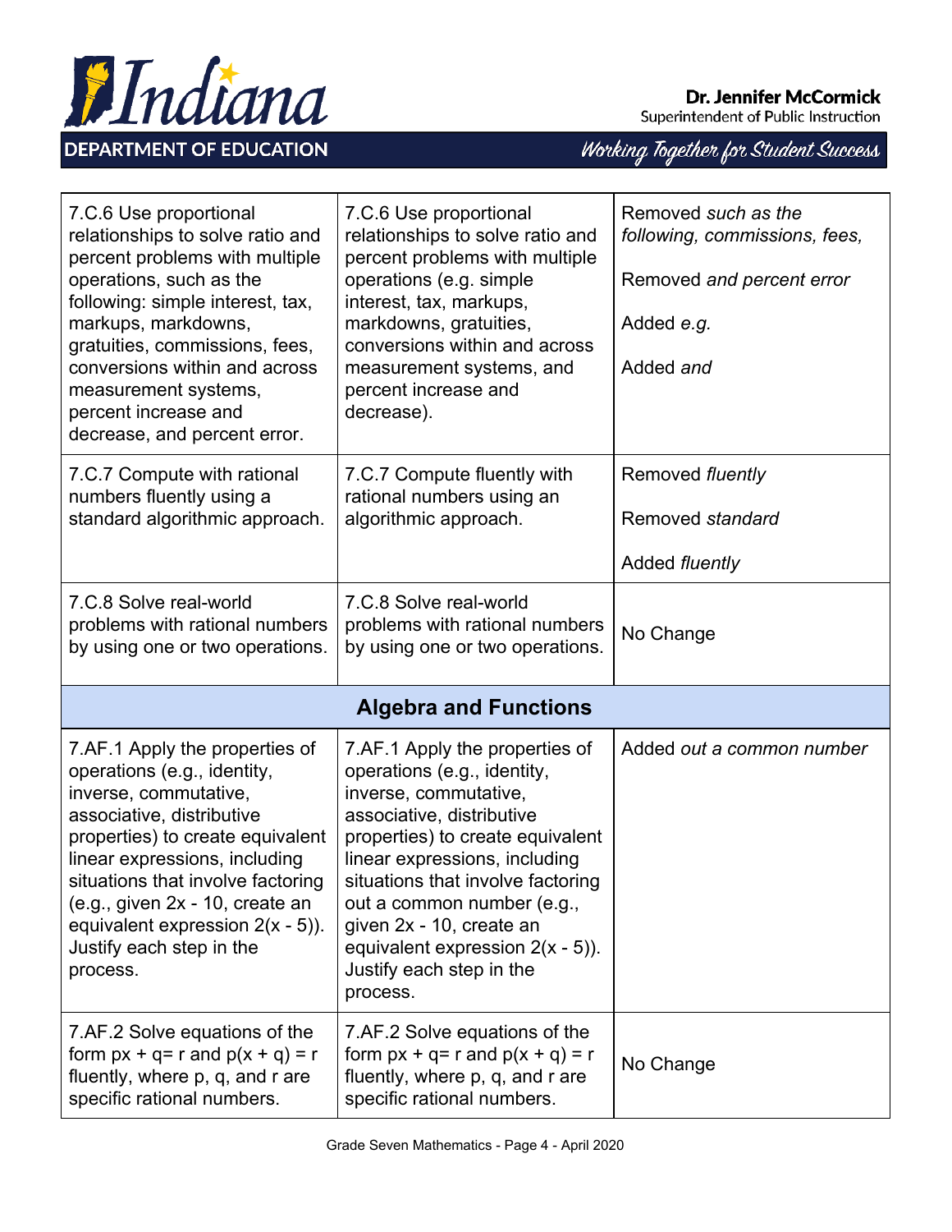| | | |
|---|---|---|
| 7.C.6 Use proportional relationships to solve ratio and percent problems with multiple operations, such as the following: simple interest, tax, markups, markdowns, gratuities, commissions, fees, conversions within and across measurement systems, percent increase and decrease, and percent error. | 7.C.6 Use proportional relationships to solve ratio and percent problems with multiple operations (e.g. simple interest, tax, markups, markdowns, gratuities, conversions within and across measurement systems, and percent increase and decrease). | Removed *such as the following, commissions, fees,*<br><br>Removed *and percent error*<br><br>Added *e.g.*<br><br>Added *and* |
| 7.C.7 Compute with rational numbers fluently using a standard algorithmic approach. | 7.C.7 Compute fluently with rational numbers using an algorithmic approach. | Removed *fluently*<br><br>Removed *standard*<br><br>Added *fluently* |
| 7.C.8 Solve real-world problems with rational numbers by using one or two operations. | 7.C.8 Solve real-world problems with rational numbers by using one or two operations. | No Change |
| **Algebra and Functions** | | |
| 7.AF.1 Apply the properties of operations (e.g., identity, inverse, commutative, associative, distributive properties) to create equivalent linear expressions, including situations that involve factoring (e.g., given 2x - 10, create an equivalent expression 2(x - 5)). Justify each step in the process. | 7.AF.1 Apply the properties of operations (e.g., identity, inverse, commutative, associative, distributive properties) to create equivalent linear expressions, including situations that involve factoring out a common number (e.g., given 2x - 10, create an equivalent expression 2(x - 5)). Justify each step in the process. | Added *out a common number* |
| 7.AF.2 Solve equations of the form px + q= r and p(x + q) = r fluently, where p, q, and r are specific rational numbers. | 7.AF.2 Solve equations of the form px + q= r and p(x + q) = r fluently, where p, q, and r are specific rational numbers. | No Change |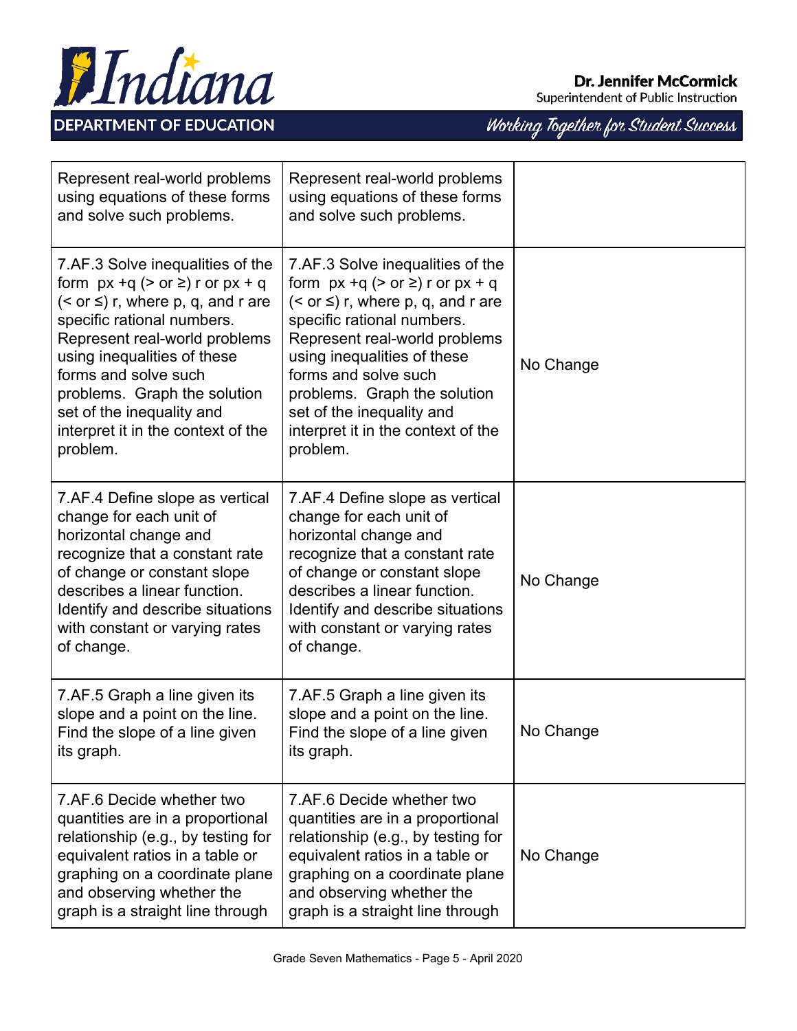| | | |
|---|---|---|
| Represent real-world problems using equations of these forms and solve such problems. | Represent real-world problems using equations of these forms and solve such problems. | |
| 7.AF.3 Solve inequalities of the form $px + q$ (> or ≥) $r$ or $px + q$ (< or ≤) $r$, where $p$, $q$, and $r$ are specific rational numbers. Represent real-world problems using inequalities of these forms and solve such problems. Graph the solution set of the inequality and interpret it in the context of the problem. | 7.AF.3 Solve inequalities of the form $px + q$ (> or ≥) $r$ or $px + q$ (< or ≤) $r$, where $p$, $q$, and $r$ are specific rational numbers. Represent real-world problems using inequalities of these forms and solve such problems. Graph the solution set of the inequality and interpret it in the context of the problem. | No Change |
| 7.AF.4 Define slope as vertical change for each unit of horizontal change and recognize that a constant rate of change or constant slope describes a linear function. Identify and describe situations with constant or varying rates of change. | 7.AF.4 Define slope as vertical change for each unit of horizontal change and recognize that a constant rate of change or constant slope describes a linear function. Identify and describe situations with constant or varying rates of change. | No Change |
| 7.AF.5 Graph a line given its slope and a point on the line. Find the slope of a line given its graph. | 7.AF.5 Graph a line given its slope and a point on the line. Find the slope of a line given its graph. | No Change |
| 7.AF.6 Decide whether two quantities are in a proportional relationship (e.g., by testing for equivalent ratios in a table or graphing on a coordinate plane and observing whether the graph is a straight line through | 7.AF.6 Decide whether two quantities are in a proportional relationship (e.g., by testing for equivalent ratios in a table or graphing on a coordinate plane and observing whether the graph is a straight line through | No Change |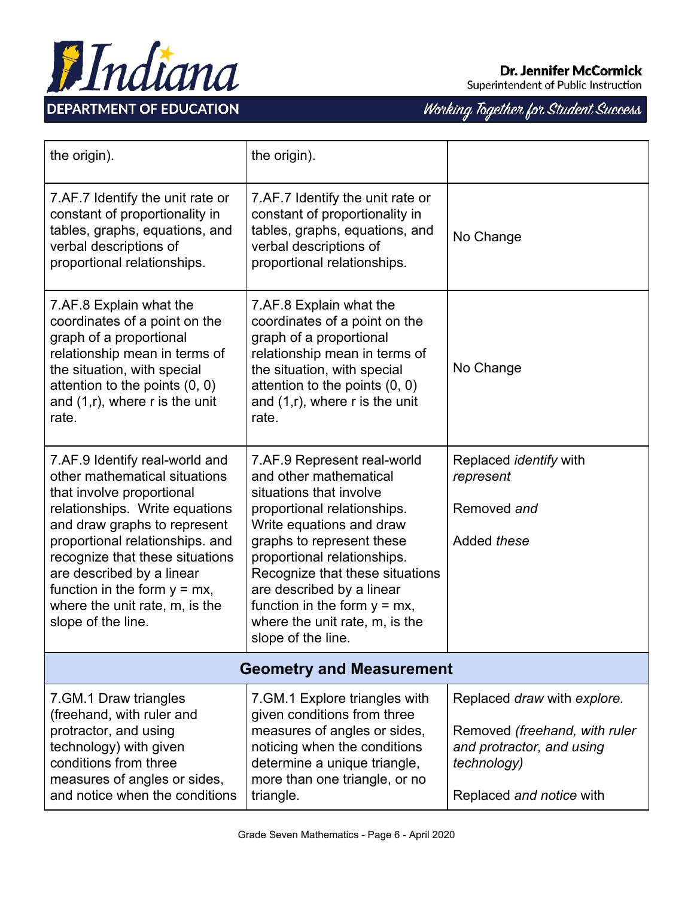| | | |
|---|---|---|
| the origin). | the origin). | |
| 7.AF.7 Identify the unit rate or constant of proportionality in tables, graphs, equations, and verbal descriptions of proportional relationships. | 7.AF.7 Identify the unit rate or constant of proportionality in tables, graphs, equations, and verbal descriptions of proportional relationships. | No Change |
| 7.AF.8 Explain what the coordinates of a point on the graph of a proportional relationship mean in terms of the situation, with special attention to the points (0, 0) and (1,r), where r is the unit rate. | 7.AF.8 Explain what the coordinates of a point on the graph of a proportional relationship mean in terms of the situation, with special attention to the points (0, 0) and (1,r), where r is the unit rate. | No Change |
| 7.AF.9 Identify real-world and other mathematical situations that involve proportional relationships. Write equations and draw graphs to represent proportional relationships. and recognize that these situations are described by a linear function in the form $y = mx$, where the unit rate, m, is the slope of the line. | 7.AF.9 Represent real-world and other mathematical situations that involve proportional relationships. Write equations and draw graphs to represent these proportional relationships. Recognize that these situations are described by a linear function in the form $y = mx$, where the unit rate, m, is the slope of the line. | Replaced *identify* with *represent*<br><br>Removed *and*<br><br>Added *these* |
| **Geometry and Measurement** | | |
| 7.GM.1 Draw triangles (freehand, with ruler and protractor, and using technology) with given conditions from three measures of angles or sides, and notice when the conditions | 7.GM.1 Explore triangles with given conditions from three measures of angles or sides, noticing when the conditions determine a unique triangle, more than one triangle, or no triangle. | Replaced *draw* with *explore.*<br><br>Removed *(freehand, with ruler and protractor, and using technology)*<br><br>Replaced *and notice* with |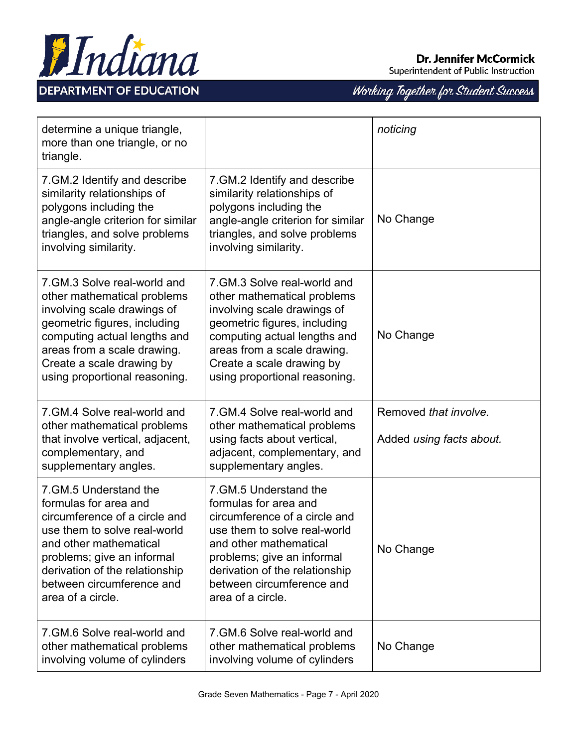| | | |
|---|---|---|
| determine a unique triangle, more than one triangle, or no triangle. | | *noticing* |
| 7.GM.2 Identify and describe similarity relationships of polygons including the angle-angle criterion for similar triangles, and solve problems involving similarity. | 7.GM.2 Identify and describe similarity relationships of polygons including the angle-angle criterion for similar triangles, and solve problems involving similarity. | No Change |
| 7.GM.3 Solve real-world and other mathematical problems involving scale drawings of geometric figures, including computing actual lengths and areas from a scale drawing. Create a scale drawing by using proportional reasoning. | 7.GM.3 Solve real-world and other mathematical problems involving scale drawings of geometric figures, including computing actual lengths and areas from a scale drawing. Create a scale drawing by using proportional reasoning. | No Change |
| 7.GM.4 Solve real-world and other mathematical problems that involve vertical, adjacent, complementary, and supplementary angles. | 7.GM.4 Solve real-world and other mathematical problems using facts about vertical, adjacent, complementary, and supplementary angles. | Removed *that involve.*<br><br>Added *using facts about.* |
| 7.GM.5 Understand the formulas for area and circumference of a circle and use them to solve real-world and other mathematical problems; give an informal derivation of the relationship between circumference and area of a circle. | 7.GM.5 Understand the formulas for area and circumference of a circle and use them to solve real-world and other mathematical problems; give an informal derivation of the relationship between circumference and area of a circle. | No Change |
| 7.GM.6 Solve real-world and other mathematical problems involving volume of cylinders | 7.GM.6 Solve real-world and other mathematical problems involving volume of cylinders | No Change |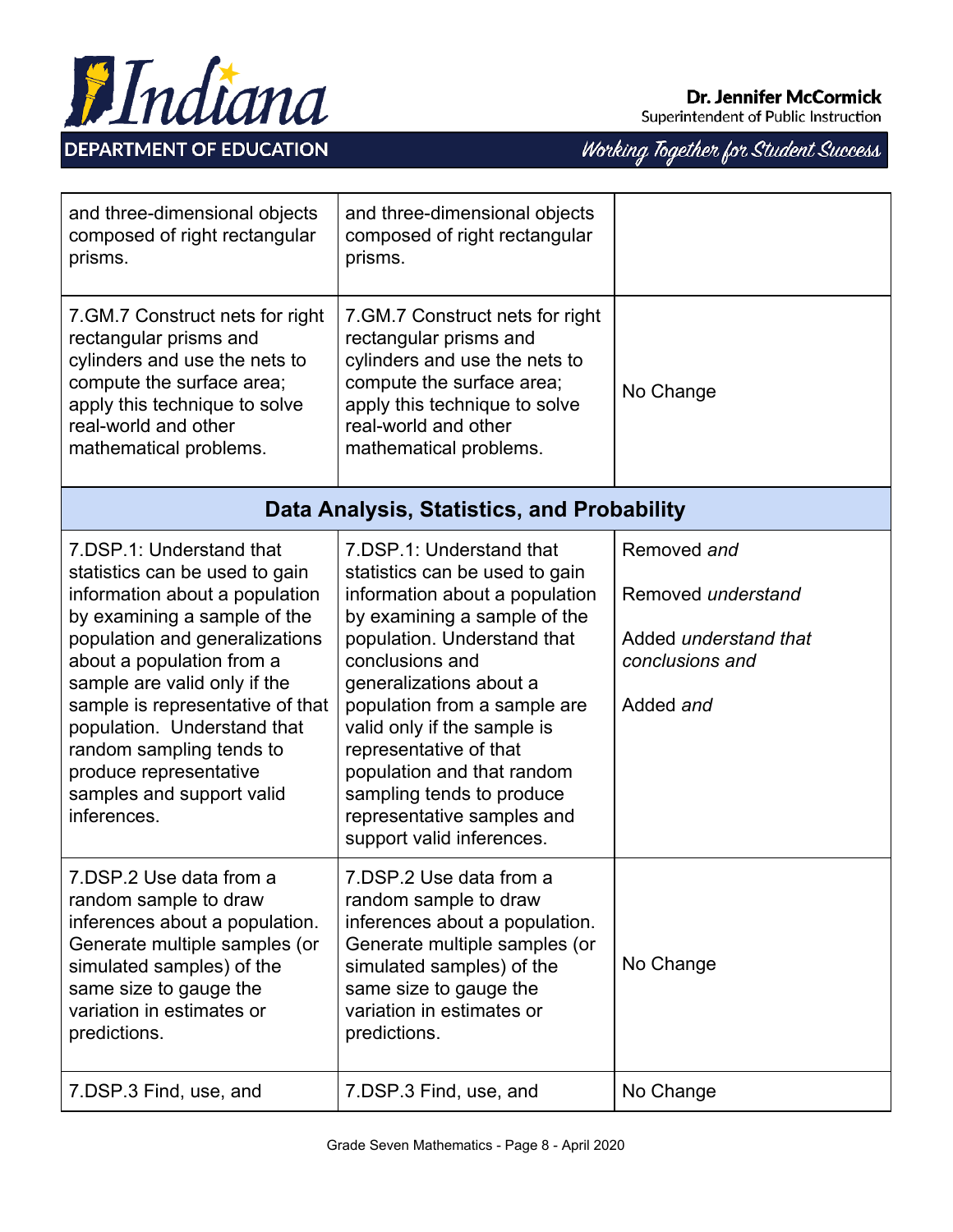| | | |
|---|---|---|
| and three-dimensional objects composed of right rectangular prisms. | and three-dimensional objects composed of right rectangular prisms. | |
| 7.GM.7 Construct nets for right rectangular prisms and cylinders and use the nets to compute the surface area; apply this technique to solve real-world and other mathematical problems. | 7.GM.7 Construct nets for right rectangular prisms and cylinders and use the nets to compute the surface area; apply this technique to solve real-world and other mathematical problems. | No Change |
| **Data Analysis, Statistics, and Probability** | | |
| 7.DSP.1: Understand that statistics can be used to gain information about a population by examining a sample of the population and generalizations about a population from a sample are valid only if the sample is representative of that population. Understand that random sampling tends to produce representative samples and support valid inferences. | 7.DSP.1: Understand that statistics can be used to gain information about a population by examining a sample of the population. Understand that conclusions and generalizations about a population from a sample are valid only if the sample is representative of that population and that random sampling tends to produce representative samples and support valid inferences. | Removed *and*<br><br>Removed *understand*<br><br>Added *understand that conclusions and*<br><br>Added *and* |
| 7.DSP.2 Use data from a random sample to draw inferences about a population. Generate multiple samples (or simulated samples) of the same size to gauge the variation in estimates or predictions. | 7.DSP.2 Use data from a random sample to draw inferences about a population. Generate multiple samples (or simulated samples) of the same size to gauge the variation in estimates or predictions. | No Change |
| 7.DSP.3 Find, use, and | 7.DSP.3 Find, use, and | No Change |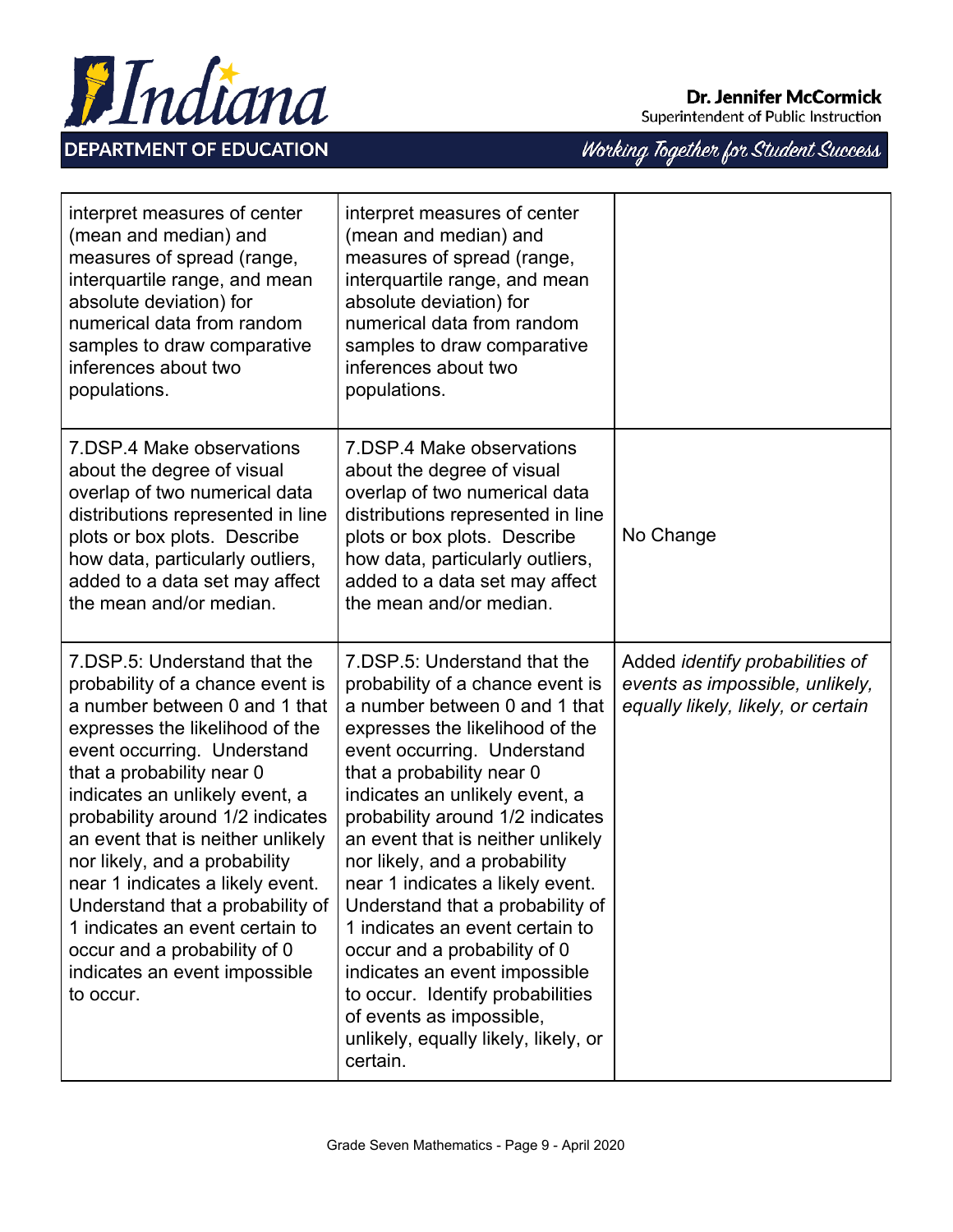| | | |
|---|---|---|
| interpret measures of center (mean and median) and measures of spread (range, interquartile range, and mean absolute deviation) for numerical data from random samples to draw comparative inferences about two populations. | interpret measures of center (mean and median) and measures of spread (range, interquartile range, and mean absolute deviation) for numerical data from random samples to draw comparative inferences about two populations. | |
| 7.DSP.4 Make observations about the degree of visual overlap of two numerical data distributions represented in line plots or box plots. Describe how data, particularly outliers, added to a data set may affect the mean and/or median. | 7.DSP.4 Make observations about the degree of visual overlap of two numerical data distributions represented in line plots or box plots. Describe how data, particularly outliers, added to a data set may affect the mean and/or median. | No Change |
| 7.DSP.5: Understand that the probability of a chance event is a number between 0 and 1 that expresses the likelihood of the event occurring. Understand that a probability near 0 indicates an unlikely event, a probability around 1/2 indicates an event that is neither unlikely nor likely, and a probability near 1 indicates a likely event. Understand that a probability of 1 indicates an event certain to occur and a probability of 0 indicates an event impossible to occur. | 7.DSP.5: Understand that the probability of a chance event is a number between 0 and 1 that expresses the likelihood of the event occurring. Understand that a probability near 0 indicates an unlikely event, a probability around 1/2 indicates an event that is neither unlikely nor likely, and a probability near 1 indicates a likely event. Understand that a probability of 1 indicates an event certain to occur and a probability of 0 indicates an event impossible to occur. Identify probabilities of events as impossible, unlikely, equally likely, likely, or certain. | Added *identify probabilities of events as impossible, unlikely, equally likely, likely, or certain* |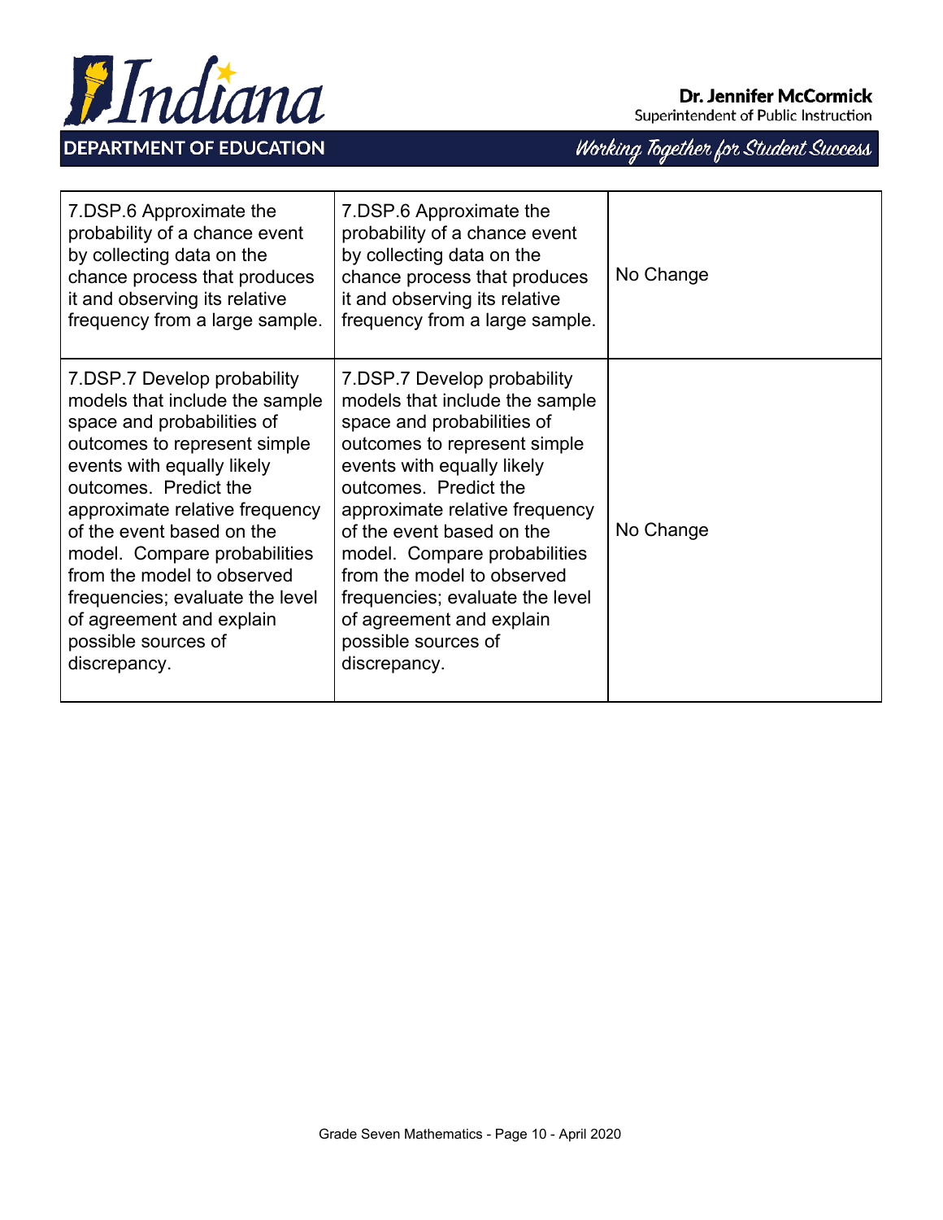| | | |
|---|---|---|
| 7.DSP.6 Approximate the probability of a chance event by collecting data on the chance process that produces it and observing its relative frequency from a large sample. | 7.DSP.6 Approximate the probability of a chance event by collecting data on the chance process that produces it and observing its relative frequency from a large sample. | No Change |
| 7.DSP.7 Develop probability models that include the sample space and probabilities of outcomes to represent simple events with equally likely outcomes. Predict the approximate relative frequency of the event based on the model. Compare probabilities from the model to observed frequencies; evaluate the level of agreement and explain possible sources of discrepancy. | 7.DSP.7 Develop probability models that include the sample space and probabilities of outcomes to represent simple events with equally likely outcomes. Predict the approximate relative frequency of the event based on the model. Compare probabilities from the model to observed frequencies; evaluate the level of agreement and explain possible sources of discrepancy. | No Change |